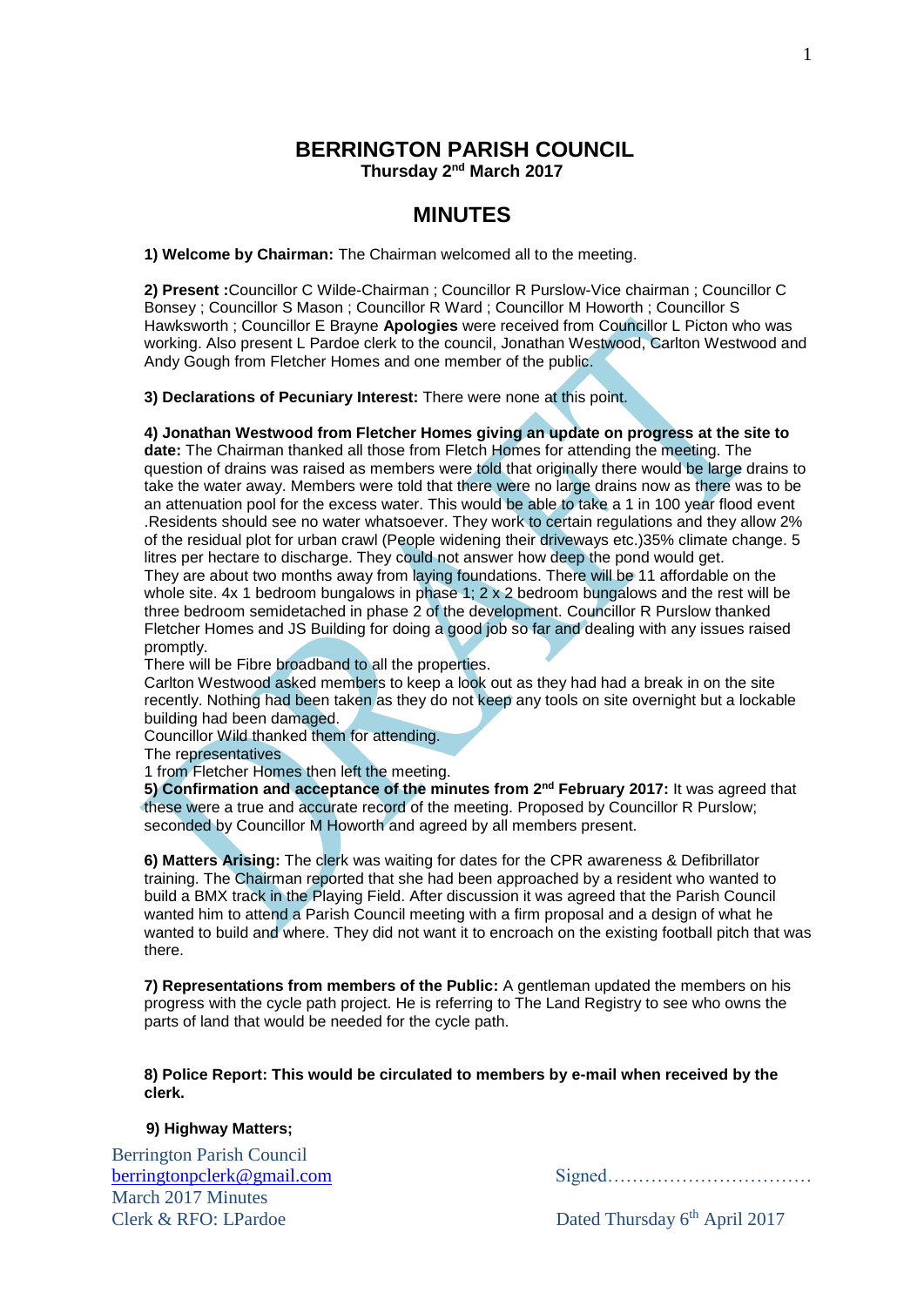# BERRINGTON PARISH COUNCIL

**Thursday 2nd March 2017**

## MINUTES

**1) Welcome by Chairman:** The Chairman welcomed all to the meeting.

**2) Present :**Councillor C Wilde-Chairman ; Councillor R Purslow-Vice chairman ; Councillor C Bonsey ; Councillor S Mason ; Councillor R Ward ; Councillor M Howorth ; Councillor S Hawksworth ; Councillor E Brayne **Apologies** were received from Councillor L Picton who was working. Also present L Pardoe clerk to the council, Jonathan Westwood, Carlton Westwood and Andy Gough from Fletcher Homes and one member of the public.

**3) Declarations of Pecuniary Interest:** There were none at this point.

**4) Jonathan Westwood from Fletcher Homes giving an update on progress at the site to date:** The Chairman thanked all those from Fletch Homes for attending the meeting. The question of drains was raised as members were told that originally there would be large drains to take the water away. Members were told that there were no large drains now as there was to be an attenuation pool for the excess water. This would be able to take a 1 in 100 year flood event .Residents should see no water whatsoever. They work to certain regulations and they allow 2% of the residual plot for urban crawl (People widening their driveways etc.)35% climate change. 5 litres per hectare to discharge. They could not answer how deep the pond would get.
They are about two months away from laying foundations. There will be 11 affordable on the whole site. 4x 1 bedroom bungalows in phase 1; 2 x 2 bedroom bungalows and the rest will be three bedroom semidetached in phase 2 of the development. Councillor R Purslow thanked Fletcher Homes and JS Building for doing a good job so far and dealing with any issues raised promptly.
There will be Fibre broadband to all the properties.
Carlton Westwood asked members to keep a look out as they had had a break in on the site recently. Nothing had been taken as they do not keep any tools on site overnight but a lockable building had been damaged.
Councillor Wild thanked them for attending.
The representatives
1 from Fletcher Homes then left the meeting.

**5) Confirmation and acceptance of the minutes from 2nd February 2017:** It was agreed that these were a true and accurate record of the meeting. Proposed by Councillor R Purslow; seconded by Councillor M Howorth and agreed by all members present.

**6) Matters Arising:** The clerk was waiting for dates for the CPR awareness & Defibrillator training. The Chairman reported that she had been approached by a resident who wanted to build a BMX track in the Playing Field. After discussion it was agreed that the Parish Council wanted him to attend a Parish Council meeting with a firm proposal and a design of what he wanted to build and where. They did not want it to encroach on the existing football pitch that was there.

**7) Representations from members of the Public:** A gentleman updated the members on his progress with the cycle path project. He is referring to The Land Registry to see who owns the parts of land that would be needed for the cycle path.

**8) Police Report: This would be circulated to members by e-mail when received by the clerk.**

**9) Highway Matters;**

Berrington Parish Council
berringtonpclerk@gmail.com
March 2017 Minutes
Clerk & RFO: LPardoe

Signed……………………………

Dated Thursday 6th April 2017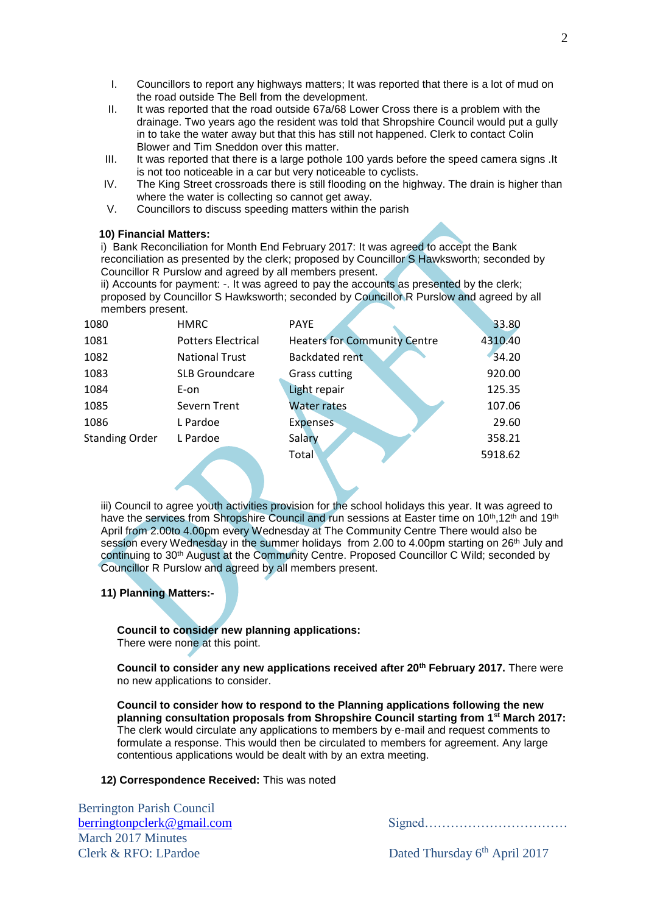I. Councillors to report any highways matters; It was reported that there is a lot of mud on the road outside The Bell from the development.

II. It was reported that the road outside 67a/68 Lower Cross there is a problem with the drainage. Two years ago the resident was told that Shropshire Council would put a gully in to take the water away but that this has still not happened. Clerk to contact Colin Blower and Tim Sneddon over this matter.

III. It was reported that there is a large pothole 100 yards before the speed camera signs .It is not too noticeable in a car but very noticeable to cyclists.

IV. The King Street crossroads there is still flooding on the highway. The drain is higher than where the water is collecting so cannot get away.

V. Councillors to discuss speeding matters within the parish

**10) Financial Matters:**

i) Bank Reconciliation for Month End February 2017: It was agreed to accept the Bank reconciliation as presented by the clerk; proposed by Councillor S Hawksworth; seconded by Councillor R Purslow and agreed by all members present.

ii) Accounts for payment: -. It was agreed to pay the accounts as presented by the clerk; proposed by Councillor S Hawksworth; seconded by Councillor R Purslow and agreed by all members present.

| | | | |
|---|---|---|---|
| 1080 | HMRC | PAYE | 33.80 |
| 1081 | Potters Electrical | Heaters for Community Centre | 4310.40 |
| 1082 | National Trust | Backdated rent | 34.20 |
| 1083 | SLB Groundcare | Grass cutting | 920.00 |
| 1084 | E-on | Light repair | 125.35 |
| 1085 | Severn Trent | Water rates | 107.06 |
| 1086 | L Pardoe | Expenses | 29.60 |
| Standing Order | L Pardoe | Salary | 358.21 |
| | | Total | 5918.62 |

iii) Council to agree youth activities provision for the school holidays this year. It was agreed to have the services from Shropshire Council and run sessions at Easter time on 10th,12th and 19th April from 2.00to 4.00pm every Wednesday at The Community Centre There would also be session every Wednesday in the summer holidays from 2.00 to 4.00pm starting on 26th July and continuing to 30th August at the Community Centre. Proposed Councillor C Wild; seconded by Councillor R Purslow and agreed by all members present.

**11) Planning Matters:-**

**Council to consider new planning applications:**
There were none at this point.

**Council to consider any new applications received after 20th February 2017.** There were no new applications to consider.

**Council to consider how to respond to the Planning applications following the new planning consultation proposals from Shropshire Council starting from 1st March 2017:** The clerk would circulate any applications to members by e-mail and request comments to formulate a response. This would then be circulated to members for agreement. Any large contentious applications would be dealt with by an extra meeting.

**12) Correspondence Received:** This was noted

Berrington Parish Council
berringtonpclerk@gmail.com
March 2017 Minutes
Clerk & RFO: LPardoe

Signed……………………………
Dated Thursday 6th April 2017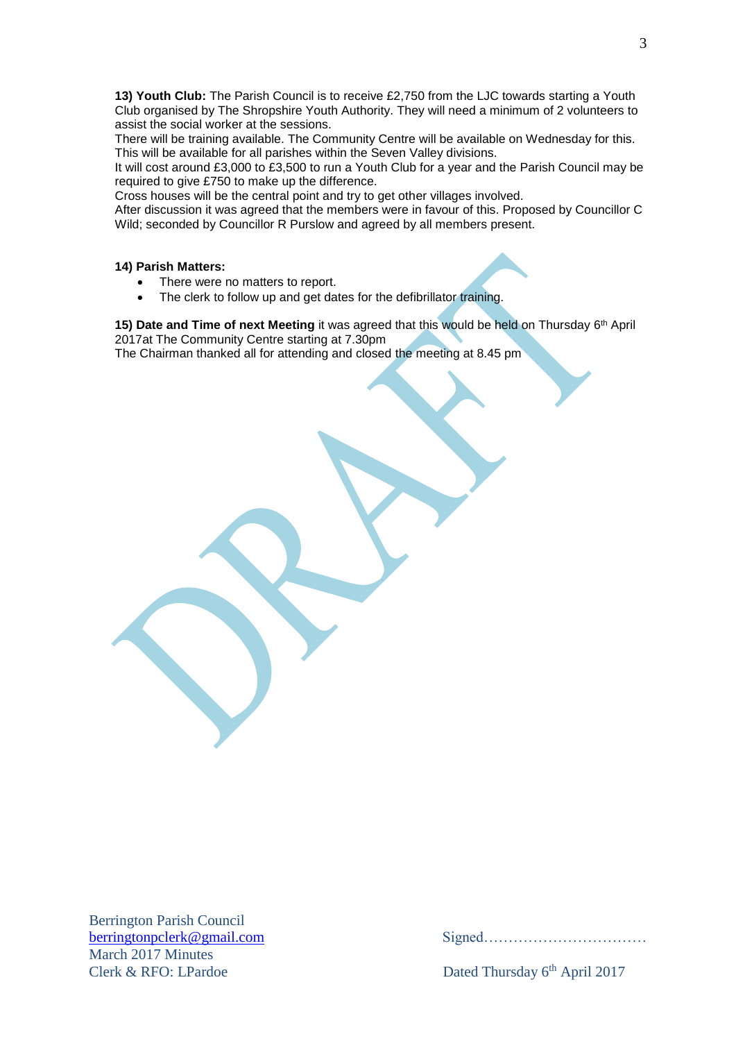**13) Youth Club:** The Parish Council is to receive £2,750 from the LJC towards starting a Youth Club organised by The Shropshire Youth Authority. They will need a minimum of 2 volunteers to assist the social worker at the sessions.
There will be training available. The Community Centre will be available on Wednesday for this. This will be available for all parishes within the Seven Valley divisions.
It will cost around £3,000 to £3,500 to run a Youth Club for a year and the Parish Council may be required to give £750 to make up the difference.
Cross houses will be the central point and try to get other villages involved.
After discussion it was agreed that the members were in favour of this. Proposed by Councillor C Wild; seconded by Councillor R Purslow and agreed by all members present.

**14) Parish Matters:**

- There were no matters to report.
- The clerk to follow up and get dates for the defibrillator training.

**15) Date and Time of next Meeting** it was agreed that this would be held on Thursday 6th April 2017at The Community Centre starting at 7.30pm
The Chairman thanked all for attending and closed the meeting at 8.45 pm

DRAFT

Berrington Parish Council
berringtonpclerk@gmail.com
March 2017 Minutes
Clerk & RFO: LPardoe

Signed……………………………

Dated Thursday 6th April 2017